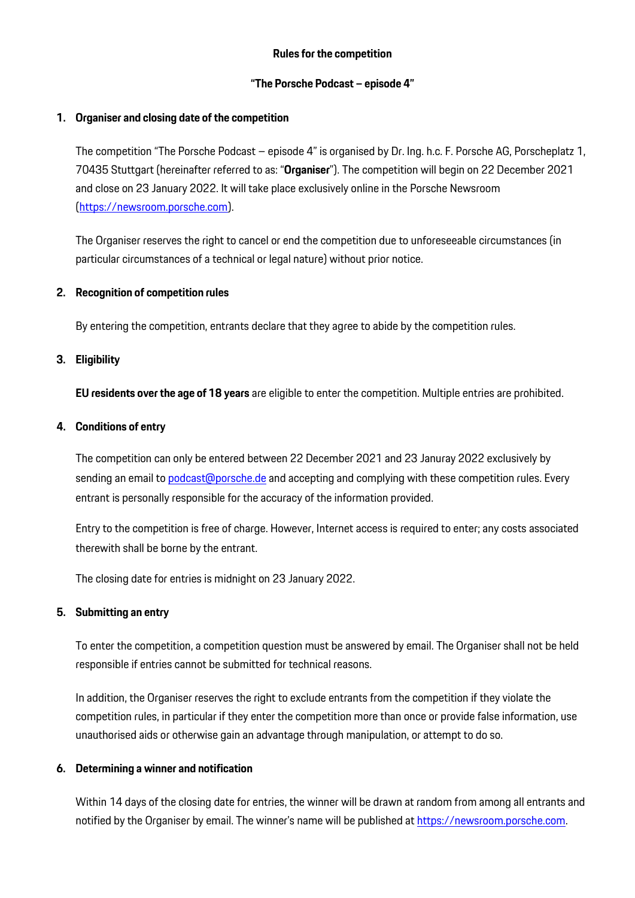**Rules for the competition**

**"The Porsche Podcast – episode 4"**

## 1. Organiser and closing date of the competition

The competition "The Porsche Podcast – episode 4" is organised by Dr. Ing. h.c. F. Porsche AG, Porscheplatz 1, 70435 Stuttgart (hereinafter referred to as: "**Organiser**"). The competition will begin on 22 December 2021 and close on 23 January 2022. It will take place exclusively online in the Porsche Newsroom (https://newsroom.porsche.com).

The Organiser reserves the right to cancel or end the competition due to unforeseeable circumstances (in particular circumstances of a technical or legal nature) without prior notice.

## 2. Recognition of competition rules

By entering the competition, entrants declare that they agree to abide by the competition rules.

## 3. Eligibility

**EU residents over the age of 18 years** are eligible to enter the competition. Multiple entries are prohibited.

## 4. Conditions of entry

The competition can only be entered between 22 December 2021 and 23 Januray 2022 exclusively by sending an email to podcast@porsche.de and accepting and complying with these competition rules. Every entrant is personally responsible for the accuracy of the information provided.

Entry to the competition is free of charge. However, Internet access is required to enter; any costs associated therewith shall be borne by the entrant.

The closing date for entries is midnight on 23 January 2022.

## 5. Submitting an entry

To enter the competition, a competition question must be answered by email. The Organiser shall not be held responsible if entries cannot be submitted for technical reasons.

In addition, the Organiser reserves the right to exclude entrants from the competition if they violate the competition rules, in particular if they enter the competition more than once or provide false information, use unauthorised aids or otherwise gain an advantage through manipulation, or attempt to do so.

## 6. Determining a winner and notification

Within 14 days of the closing date for entries, the winner will be drawn at random from among all entrants and notified by the Organiser by email. The winner's name will be published at https://newsroom.porsche.com.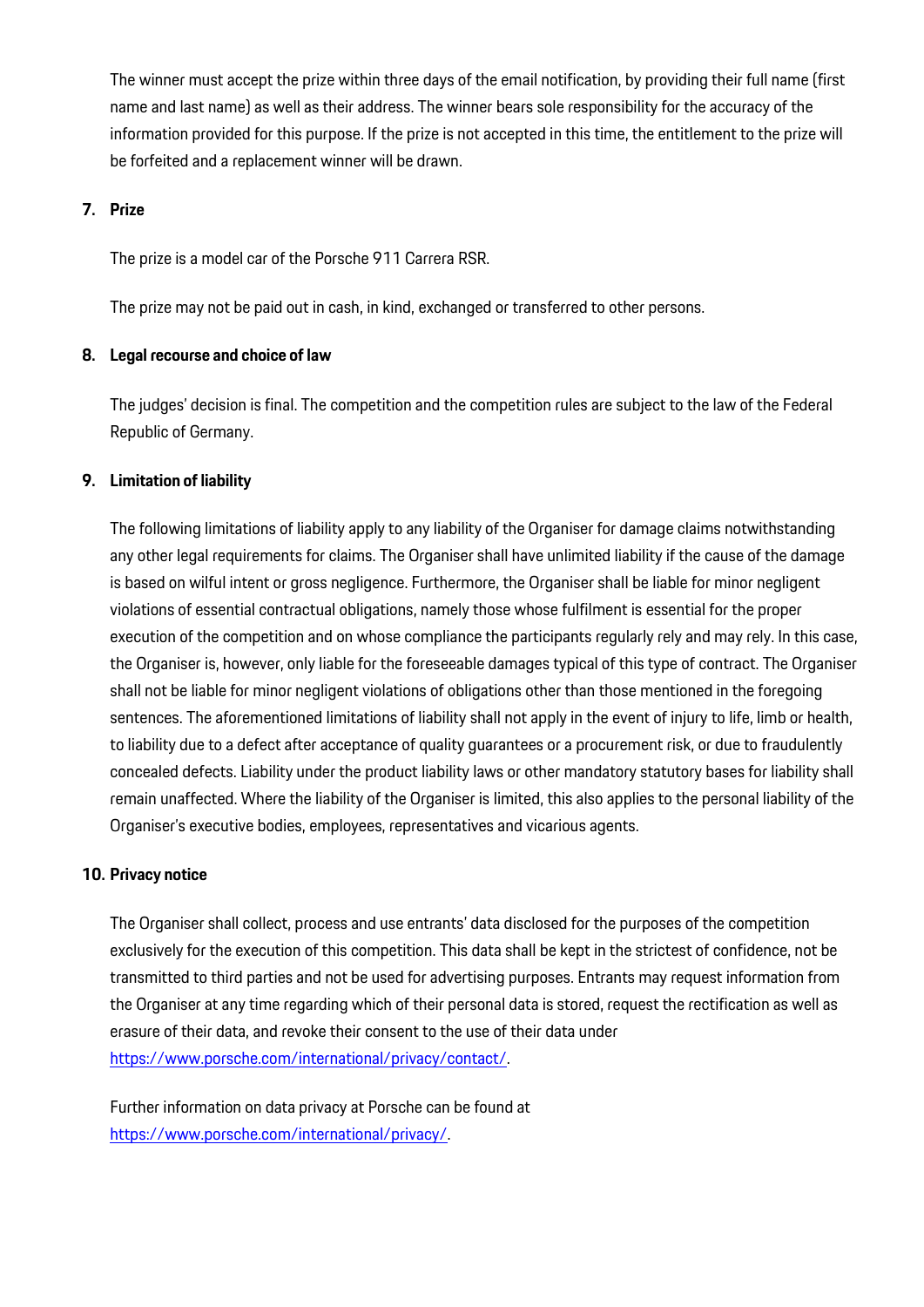The winner must accept the prize within three days of the email notification, by providing their full name (first name and last name) as well as their address. The winner bears sole responsibility for the accuracy of the information provided for this purpose. If the prize is not accepted in this time, the entitlement to the prize will be forfeited and a replacement winner will be drawn.

**7. Prize**

The prize is a model car of the Porsche 911 Carrera RSR.

The prize may not be paid out in cash, in kind, exchanged or transferred to other persons.

**8. Legal recourse and choice of law**

The judges' decision is final. The competition and the competition rules are subject to the law of the Federal Republic of Germany.

**9. Limitation of liability**

The following limitations of liability apply to any liability of the Organiser for damage claims notwithstanding any other legal requirements for claims. The Organiser shall have unlimited liability if the cause of the damage is based on wilful intent or gross negligence. Furthermore, the Organiser shall be liable for minor negligent violations of essential contractual obligations, namely those whose fulfilment is essential for the proper execution of the competition and on whose compliance the participants regularly rely and may rely. In this case, the Organiser is, however, only liable for the foreseeable damages typical of this type of contract. The Organiser shall not be liable for minor negligent violations of obligations other than those mentioned in the foregoing sentences. The aforementioned limitations of liability shall not apply in the event of injury to life, limb or health, to liability due to a defect after acceptance of quality guarantees or a procurement risk, or due to fraudulently concealed defects. Liability under the product liability laws or other mandatory statutory bases for liability shall remain unaffected. Where the liability of the Organiser is limited, this also applies to the personal liability of the Organiser's executive bodies, employees, representatives and vicarious agents.

**10. Privacy notice**

The Organiser shall collect, process and use entrants' data disclosed for the purposes of the competition exclusively for the execution of this competition. This data shall be kept in the strictest of confidence, not be transmitted to third parties and not be used for advertising purposes. Entrants may request information from the Organiser at any time regarding which of their personal data is stored, request the rectification as well as erasure of their data, and revoke their consent to the use of their data under [https://www.porsche.com/international/privacy/contact/](https://www.porsche.com/international/privacy/contact/).

Further information on data privacy at Porsche can be found at [https://www.porsche.com/international/privacy/](https://www.porsche.com/international/privacy/).